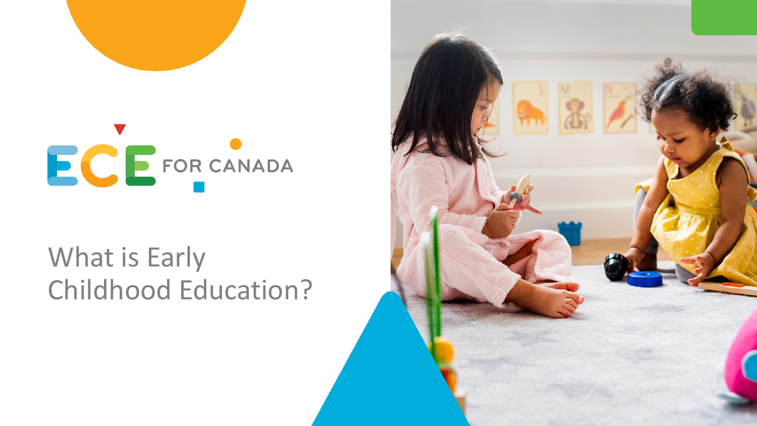ECE FOR CANADA

# What is Early Childhood Education?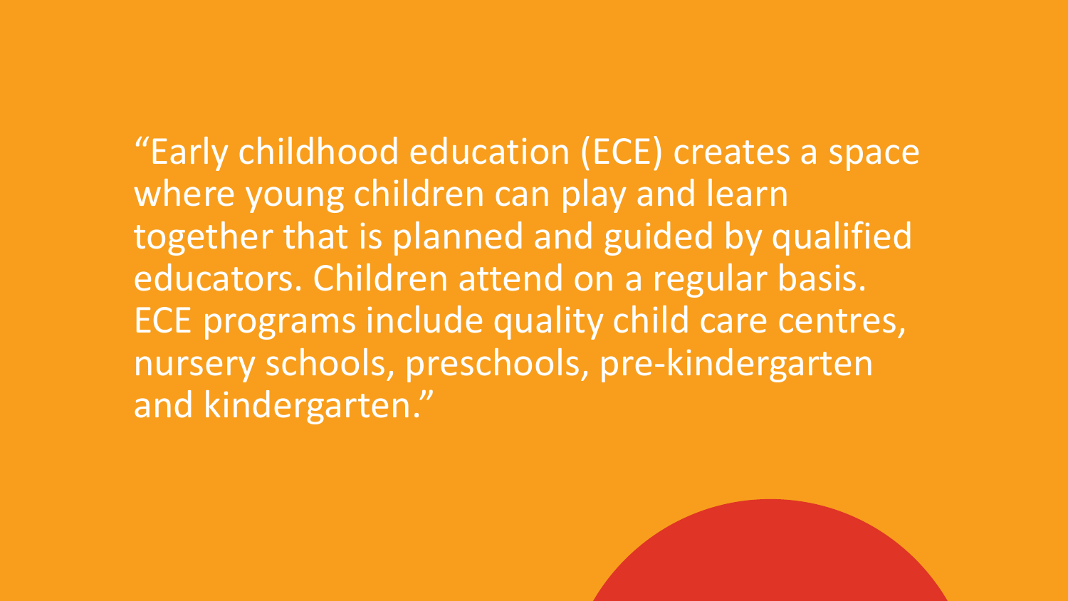“Early childhood education (ECE) creates a space where young children can play and learn together that is planned and guided by qualified educators. Children attend on a regular basis. ECE programs include quality child care centres, nursery schools, preschools, pre-kindergarten and kindergarten.”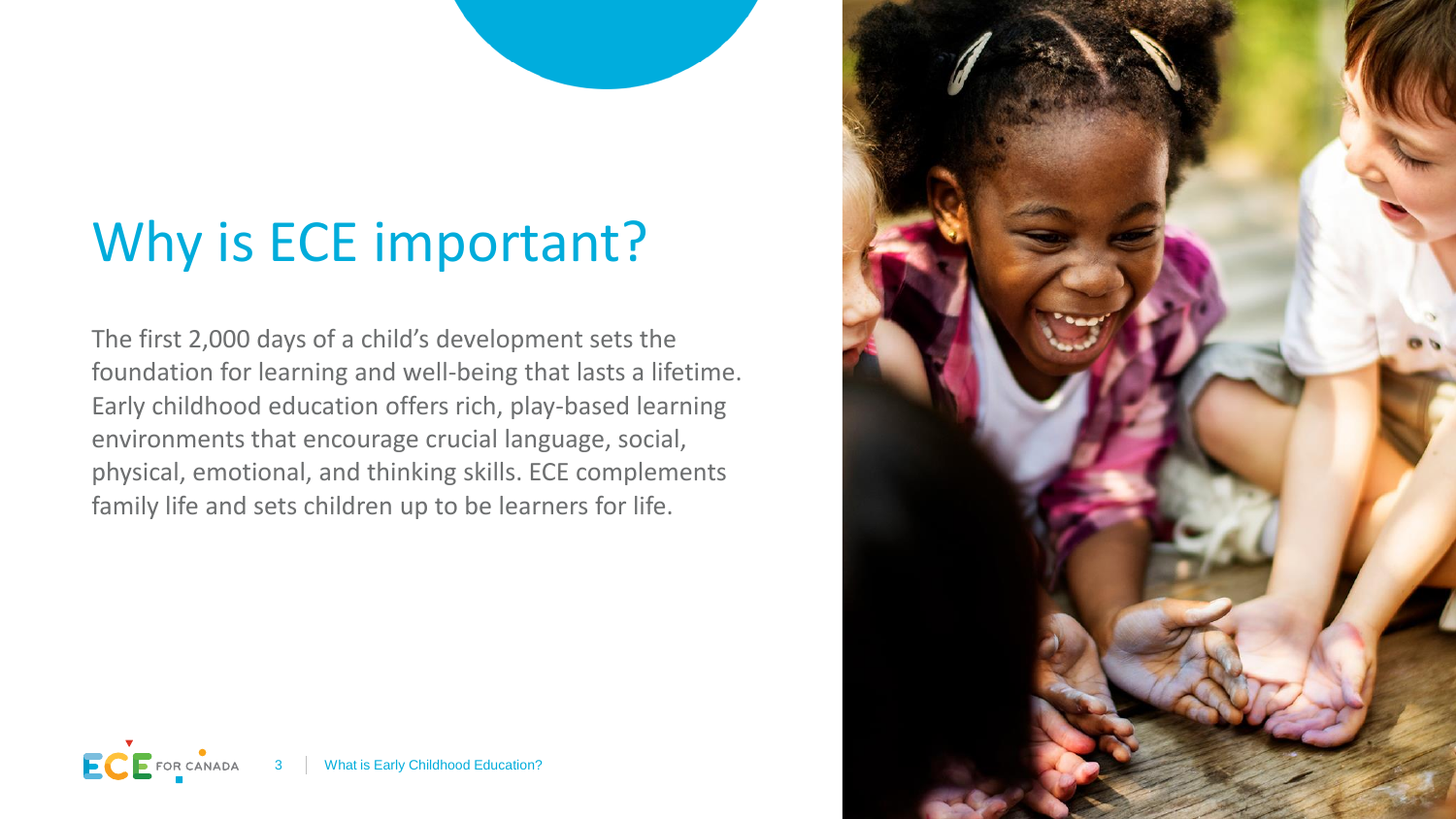# Why is ECE important?

The first 2,000 days of a child's development sets the foundation for learning and well-being that lasts a lifetime. Early childhood education offers rich, play-based learning environments that encourage crucial language, social, physical, emotional, and thinking skills. ECE complements family life and sets children up to be learners for life.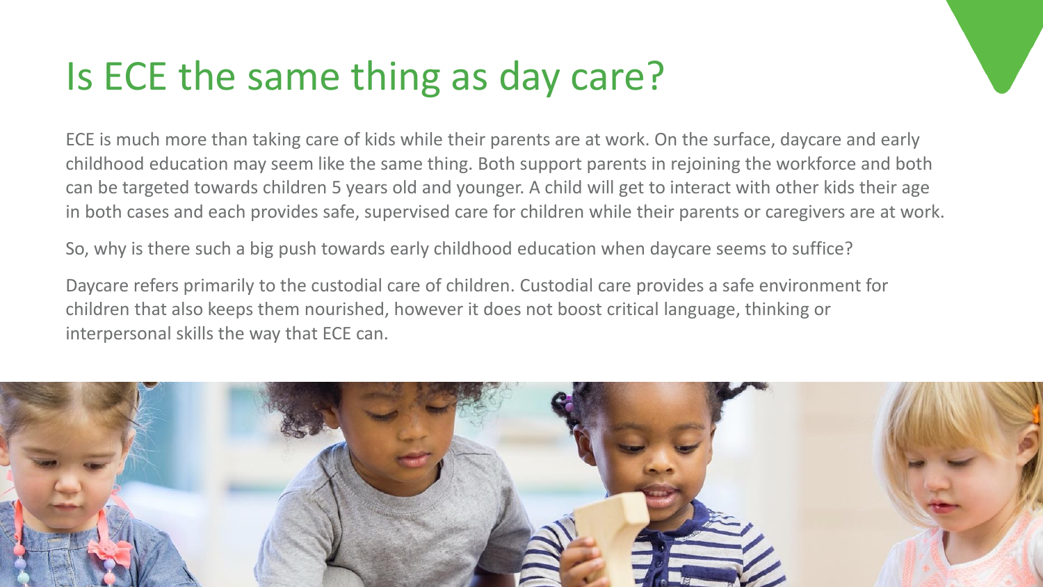# Is ECE the same thing as day care?

ECE is much more than taking care of kids while their parents are at work. On the surface, daycare and early childhood education may seem like the same thing. Both support parents in rejoining the workforce and both can be targeted towards children 5 years old and younger. A child will get to interact with other kids their age in both cases and each provides safe, supervised care for children while their parents or caregivers are at work.

So, why is there such a big push towards early childhood education when daycare seems to suffice?

Daycare refers primarily to the custodial care of children. Custodial care provides a safe environment for children that also keeps them nourished, however it does not boost critical language, thinking or interpersonal skills the way that ECE can.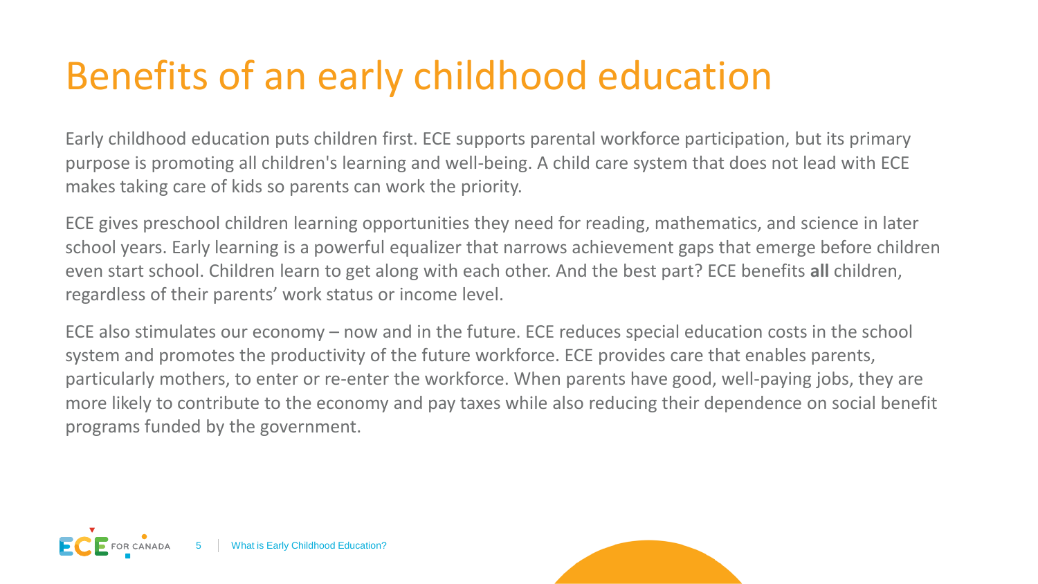# Benefits of an early childhood education

Early childhood education puts children first. ECE supports parental workforce participation, but its primary purpose is promoting all children's learning and well-being. A child care system that does not lead with ECE makes taking care of kids so parents can work the priority.

ECE gives preschool children learning opportunities they need for reading, mathematics, and science in later school years. Early learning is a powerful equalizer that narrows achievement gaps that emerge before children even start school. Children learn to get along with each other. And the best part? ECE benefits **all** children, regardless of their parents' work status or income level.

ECE also stimulates our economy – now and in the future. ECE reduces special education costs in the school system and promotes the productivity of the future workforce. ECE provides care that enables parents, particularly mothers, to enter or re-enter the workforce. When parents have good, well-paying jobs, they are more likely to contribute to the economy and pay taxes while also reducing their dependence on social benefit programs funded by the government.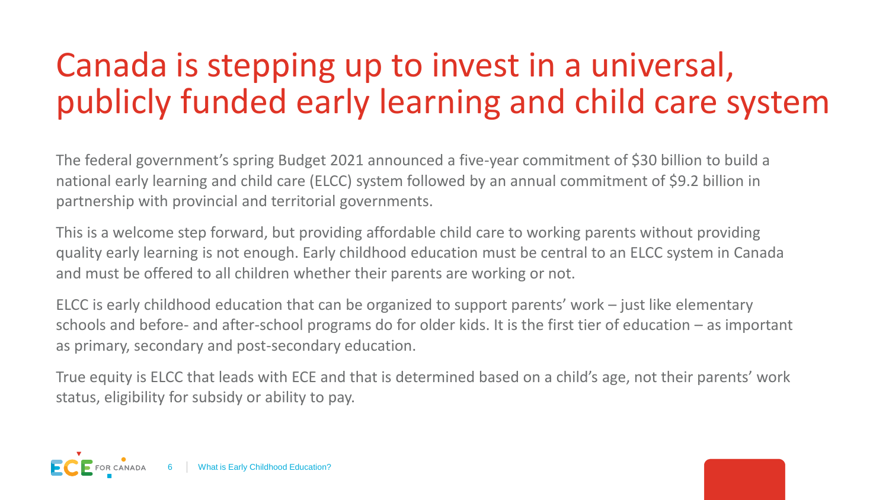# Canada is stepping up to invest in a universal, publicly funded early learning and child care system

The federal government's spring Budget 2021 announced a five-year commitment of $30 billion to build a national early learning and child care (ELCC) system followed by an annual commitment of $9.2 billion in partnership with provincial and territorial governments.

This is a welcome step forward, but providing affordable child care to working parents without providing quality early learning is not enough. Early childhood education must be central to an ELCC system in Canada and must be offered to all children whether their parents are working or not.

ELCC is early childhood education that can be organized to support parents' work – just like elementary schools and before- and after-school programs do for older kids. It is the first tier of education – as important as primary, secondary and post-secondary education.

True equity is ELCC that leads with ECE and that is determined based on a child's age, not their parents' work status, eligibility for subsidy or ability to pay.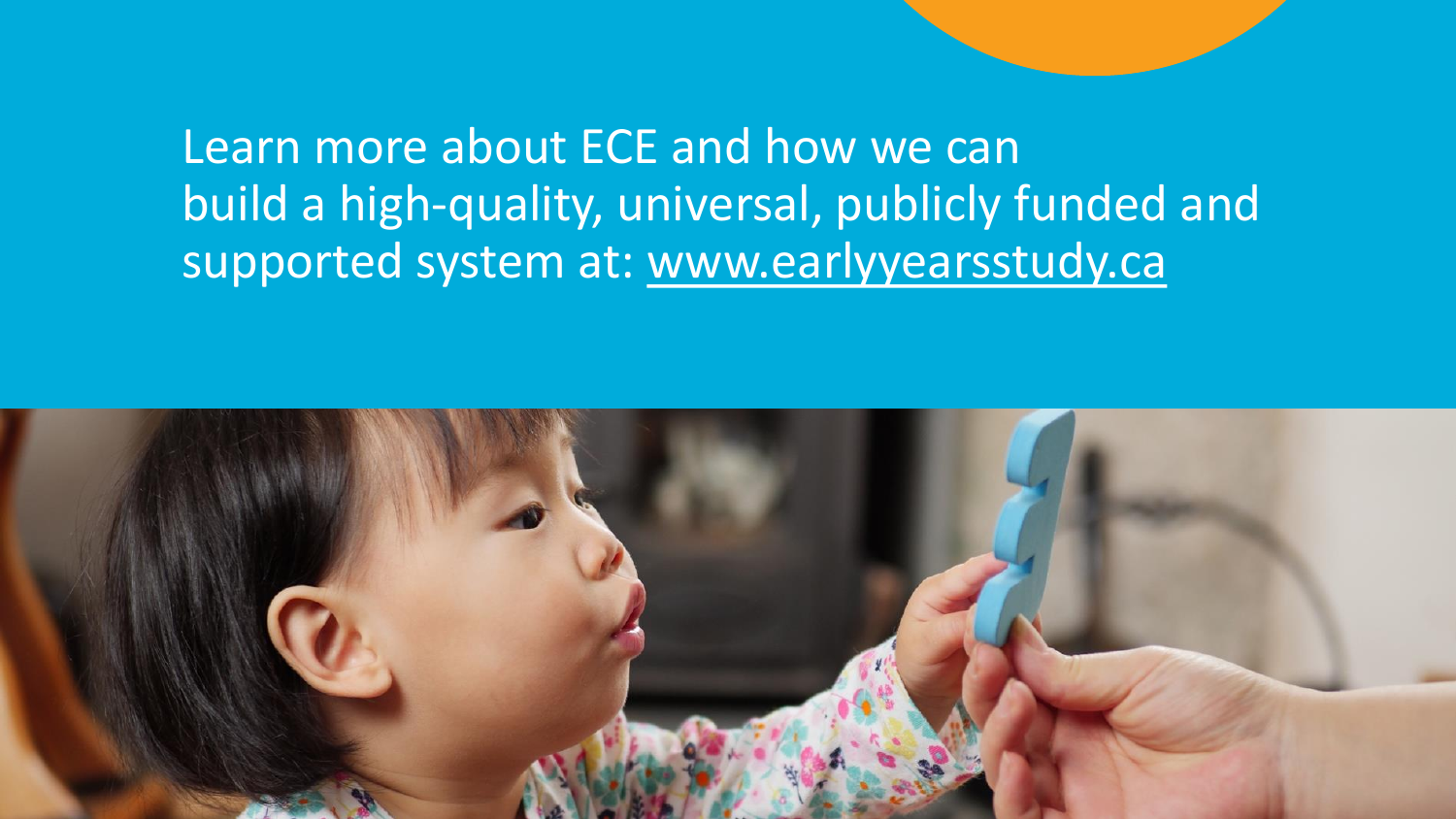Learn more about ECE and how we can build a high-quality, universal, publicly funded and supported system at: www.earlyyearsstudy.ca